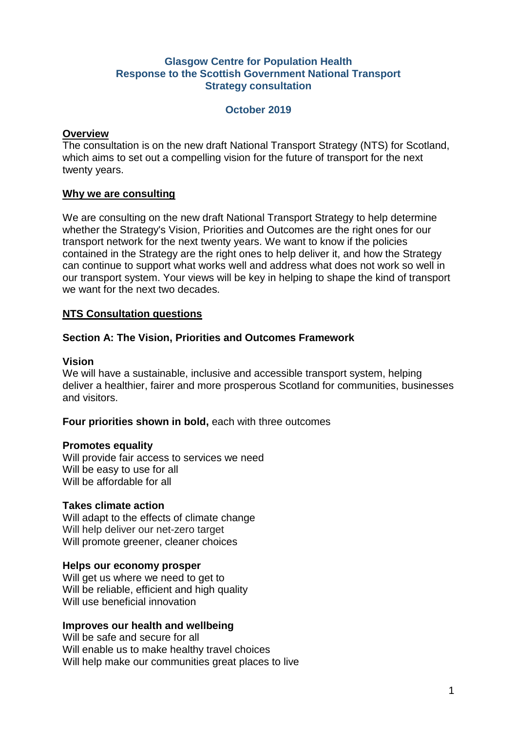# Glasgow Centre for Population Health
# Response to the Scottish Government National Transport Strategy consultation

**October 2019**

## Overview

The consultation is on the new draft National Transport Strategy (NTS) for Scotland, which aims to set out a compelling vision for the future of transport for the next twenty years.

## Why we are consulting

We are consulting on the new draft National Transport Strategy to help determine whether the Strategy's Vision, Priorities and Outcomes are the right ones for our transport network for the next twenty years. We want to know if the policies contained in the Strategy are the right ones to help deliver it, and how the Strategy can continue to support what works well and address what does not work so well in our transport system. Your views will be key in helping to shape the kind of transport we want for the next two decades.

## NTS Consultation questions

### Section A: The Vision, Priorities and Outcomes Framework

**Vision**

We will have a sustainable, inclusive and accessible transport system, helping deliver a healthier, fairer and more prosperous Scotland for communities, businesses and visitors.

**Four priorities shown in bold,** each with three outcomes

**Promotes equality**
Will provide fair access to services we need
Will be easy to use for all
Will be affordable for all

**Takes climate action**
Will adapt to the effects of climate change
Will help deliver our net-zero target
Will promote greener, cleaner choices

**Helps our economy prosper**
Will get us where we need to get to
Will be reliable, efficient and high quality
Will use beneficial innovation

**Improves our health and wellbeing**
Will be safe and secure for all
Will enable us to make healthy travel choices
Will help make our communities great places to live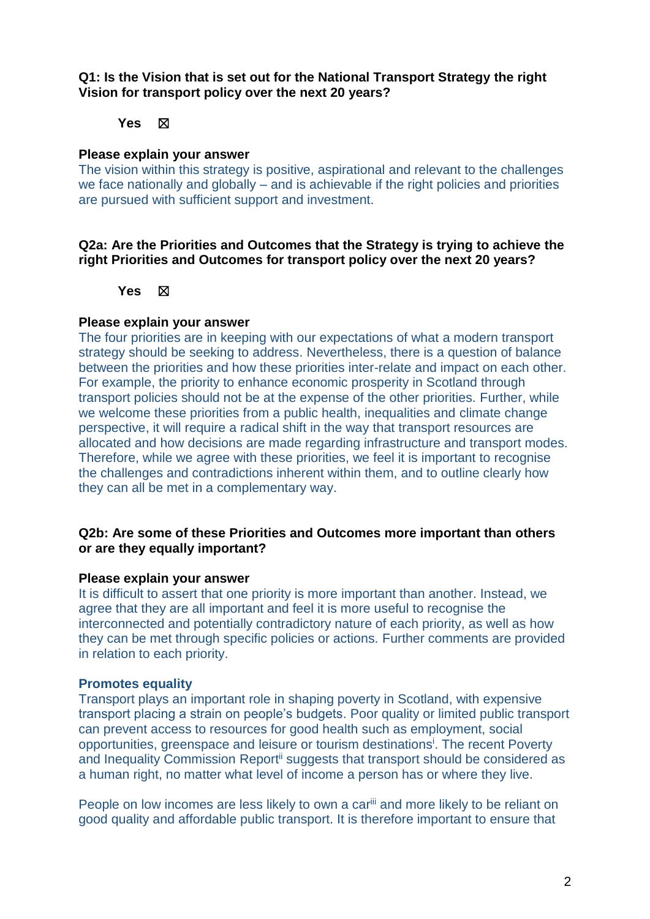**Q1: Is the Vision that is set out for the National Transport Strategy the right Vision for transport policy over the next 20 years?**

**Yes** ☒

**Please explain your answer**

The vision within this strategy is positive, aspirational and relevant to the challenges we face nationally and globally – and is achievable if the right policies and priorities are pursued with sufficient support and investment.

**Q2a: Are the Priorities and Outcomes that the Strategy is trying to achieve the right Priorities and Outcomes for transport policy over the next 20 years?**

**Yes** ☒

**Please explain your answer**

The four priorities are in keeping with our expectations of what a modern transport strategy should be seeking to address. Nevertheless, there is a question of balance between the priorities and how these priorities inter-relate and impact on each other. For example, the priority to enhance economic prosperity in Scotland through transport policies should not be at the expense of the other priorities. Further, while we welcome these priorities from a public health, inequalities and climate change perspective, it will require a radical shift in the way that transport resources are allocated and how decisions are made regarding infrastructure and transport modes. Therefore, while we agree with these priorities, we feel it is important to recognise the challenges and contradictions inherent within them, and to outline clearly how they can all be met in a complementary way.

**Q2b: Are some of these Priorities and Outcomes more important than others or are they equally important?**

**Please explain your answer**

It is difficult to assert that one priority is more important than another. Instead, we agree that they are all important and feel it is more useful to recognise the interconnected and potentially contradictory nature of each priority, as well as how they can be met through specific policies or actions. Further comments are provided in relation to each priority.

**Promotes equality**

Transport plays an important role in shaping poverty in Scotland, with expensive transport placing a strain on people's budgets. Poor quality or limited public transport can prevent access to resources for good health such as employment, social opportunities, greenspace and leisure or tourism destinations[i]. The recent Poverty and Inequality Commission Report[ii] suggests that transport should be considered as a human right, no matter what level of income a person has or where they live.

People on low incomes are less likely to own a car[iii] and more likely to be reliant on good quality and affordable public transport. It is therefore important to ensure that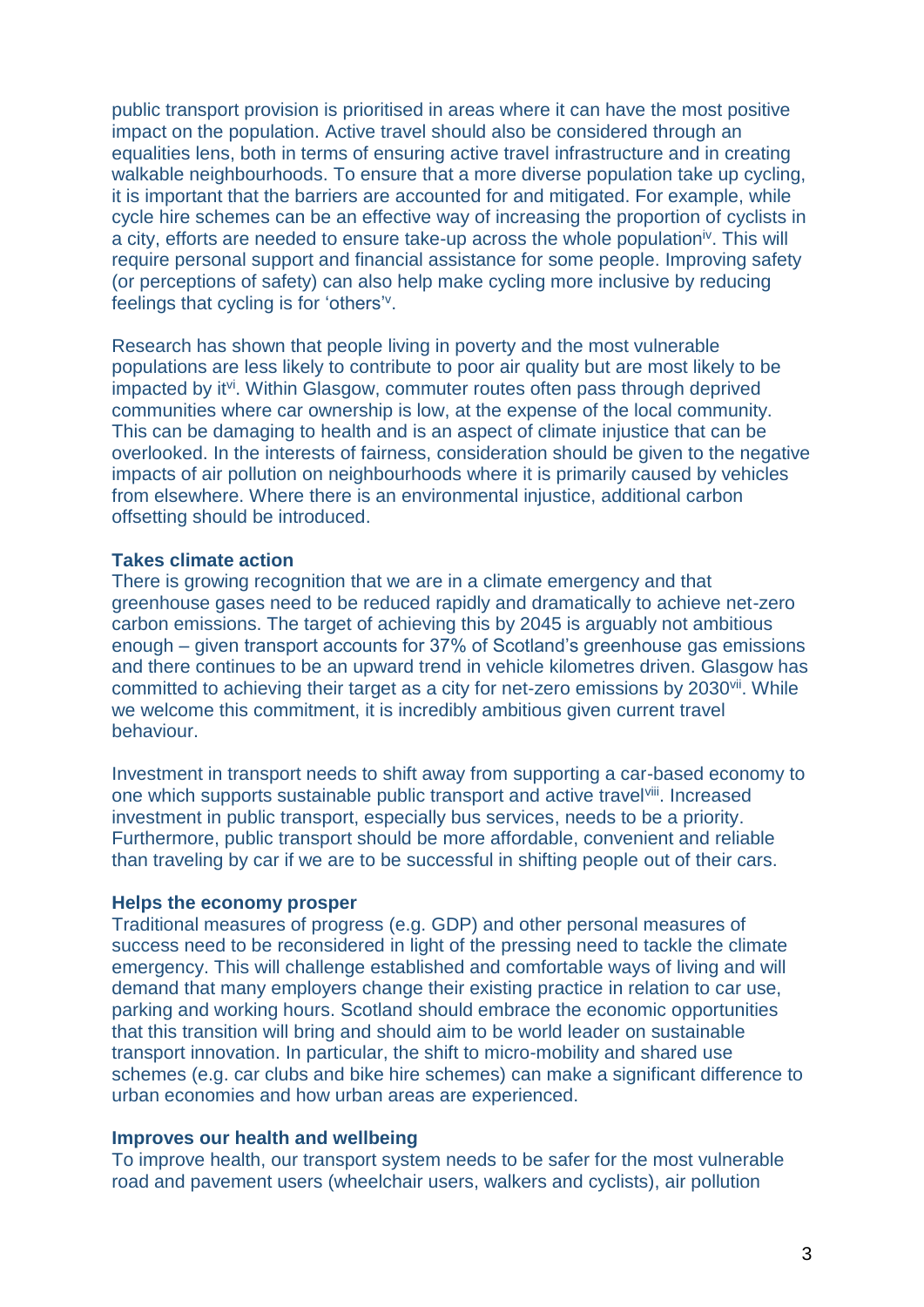public transport provision is prioritised in areas where it can have the most positive impact on the population. Active travel should also be considered through an equalities lens, both in terms of ensuring active travel infrastructure and in creating walkable neighbourhoods. To ensure that a more diverse population take up cycling, it is important that the barriers are accounted for and mitigated. For example, while cycle hire schemes can be an effective way of increasing the proportion of cyclists in a city, efforts are needed to ensure take-up across the whole population[iv]. This will require personal support and financial assistance for some people. Improving safety (or perceptions of safety) can also help make cycling more inclusive by reducing feelings that cycling is for 'others'[v].

Research has shown that people living in poverty and the most vulnerable populations are less likely to contribute to poor air quality but are most likely to be impacted by it[vi]. Within Glasgow, commuter routes often pass through deprived communities where car ownership is low, at the expense of the local community. This can be damaging to health and is an aspect of climate injustice that can be overlooked. In the interests of fairness, consideration should be given to the negative impacts of air pollution on neighbourhoods where it is primarily caused by vehicles from elsewhere. Where there is an environmental injustice, additional carbon offsetting should be introduced.

**Takes climate action**

There is growing recognition that we are in a climate emergency and that greenhouse gases need to be reduced rapidly and dramatically to achieve net-zero carbon emissions. The target of achieving this by 2045 is arguably not ambitious enough – given transport accounts for 37% of Scotland's greenhouse gas emissions and there continues to be an upward trend in vehicle kilometres driven. Glasgow has committed to achieving their target as a city for net-zero emissions by 2030[vii]. While we welcome this commitment, it is incredibly ambitious given current travel behaviour.

Investment in transport needs to shift away from supporting a car-based economy to one which supports sustainable public transport and active travel[viii]. Increased investment in public transport, especially bus services, needs to be a priority. Furthermore, public transport should be more affordable, convenient and reliable than traveling by car if we are to be successful in shifting people out of their cars.

**Helps the economy prosper**

Traditional measures of progress (e.g. GDP) and other personal measures of success need to be reconsidered in light of the pressing need to tackle the climate emergency. This will challenge established and comfortable ways of living and will demand that many employers change their existing practice in relation to car use, parking and working hours. Scotland should embrace the economic opportunities that this transition will bring and should aim to be world leader on sustainable transport innovation. In particular, the shift to micro-mobility and shared use schemes (e.g. car clubs and bike hire schemes) can make a significant difference to urban economies and how urban areas are experienced.

**Improves our health and wellbeing**

To improve health, our transport system needs to be safer for the most vulnerable road and pavement users (wheelchair users, walkers and cyclists), air pollution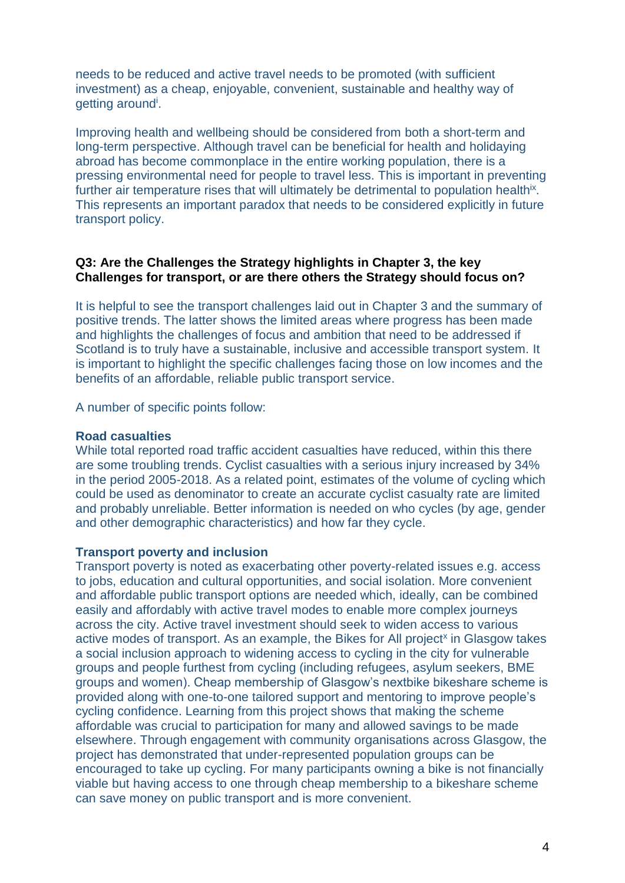needs to be reduced and active travel needs to be promoted (with sufficient investment) as a cheap, enjoyable, convenient, sustainable and healthy way of getting around[i].

Improving health and wellbeing should be considered from both a short-term and long-term perspective. Although travel can be beneficial for health and holidaying abroad has become commonplace in the entire working population, there is a pressing environmental need for people to travel less. This is important in preventing further air temperature rises that will ultimately be detrimental to population health[ix]. This represents an important paradox that needs to be considered explicitly in future transport policy.

**Q3: Are the Challenges the Strategy highlights in Chapter 3, the key Challenges for transport, or are there others the Strategy should focus on?**

It is helpful to see the transport challenges laid out in Chapter 3 and the summary of positive trends. The latter shows the limited areas where progress has been made and highlights the challenges of focus and ambition that need to be addressed if Scotland is to truly have a sustainable, inclusive and accessible transport system. It is important to highlight the specific challenges facing those on low incomes and the benefits of an affordable, reliable public transport service.

A number of specific points follow:

**Road casualties**

While total reported road traffic accident casualties have reduced, within this there are some troubling trends. Cyclist casualties with a serious injury increased by 34% in the period 2005-2018. As a related point, estimates of the volume of cycling which could be used as denominator to create an accurate cyclist casualty rate are limited and probably unreliable. Better information is needed on who cycles (by age, gender and other demographic characteristics) and how far they cycle.

**Transport poverty and inclusion**

Transport poverty is noted as exacerbating other poverty-related issues e.g. access to jobs, education and cultural opportunities, and social isolation. More convenient and affordable public transport options are needed which, ideally, can be combined easily and affordably with active travel modes to enable more complex journeys across the city. Active travel investment should seek to widen access to various active modes of transport. As an example, the Bikes for All project[x] in Glasgow takes a social inclusion approach to widening access to cycling in the city for vulnerable groups and people furthest from cycling (including refugees, asylum seekers, BME groups and women). Cheap membership of Glasgow's nextbike bikeshare scheme is provided along with one-to-one tailored support and mentoring to improve people's cycling confidence. Learning from this project shows that making the scheme affordable was crucial to participation for many and allowed savings to be made elsewhere. Through engagement with community organisations across Glasgow, the project has demonstrated that under-represented population groups can be encouraged to take up cycling. For many participants owning a bike is not financially viable but having access to one through cheap membership to a bikeshare scheme can save money on public transport and is more convenient.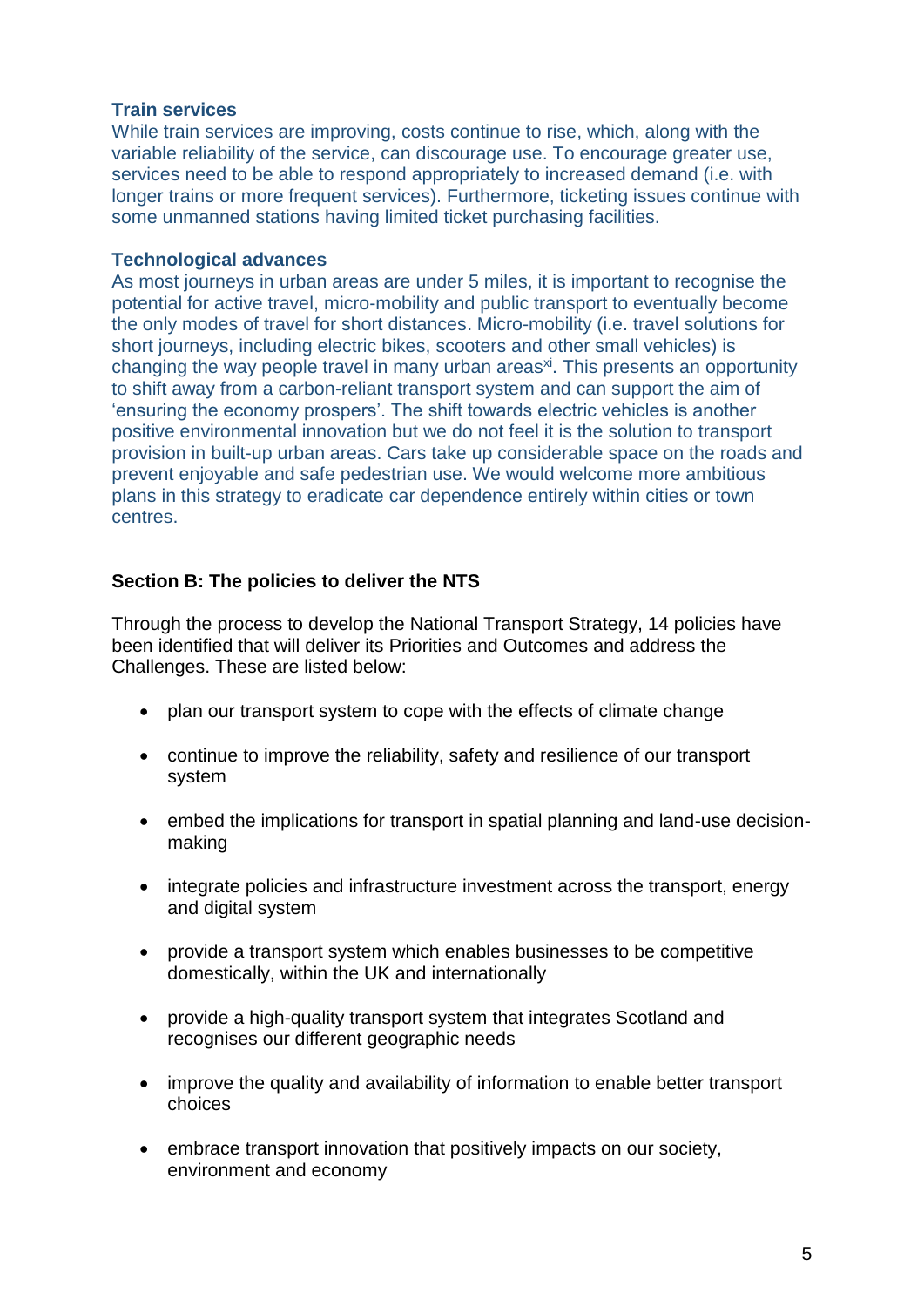**Train services**

While train services are improving, costs continue to rise, which, along with the variable reliability of the service, can discourage use. To encourage greater use, services need to be able to respond appropriately to increased demand (i.e. with longer trains or more frequent services). Furthermore, ticketing issues continue with some unmanned stations having limited ticket purchasing facilities.

**Technological advances**

As most journeys in urban areas are under 5 miles, it is important to recognise the potential for active travel, micro-mobility and public transport to eventually become the only modes of travel for short distances. Micro-mobility (i.e. travel solutions for short journeys, including electric bikes, scooters and other small vehicles) is changing the way people travel in many urban areas[xi]. This presents an opportunity to shift away from a carbon-reliant transport system and can support the aim of 'ensuring the economy prospers'. The shift towards electric vehicles is another positive environmental innovation but we do not feel it is the solution to transport provision in built-up urban areas. Cars take up considerable space on the roads and prevent enjoyable and safe pedestrian use. We would welcome more ambitious plans in this strategy to eradicate car dependence entirely within cities or town centres.

## Section B: The policies to deliver the NTS

Through the process to develop the National Transport Strategy, 14 policies have been identified that will deliver its Priorities and Outcomes and address the Challenges. These are listed below:

- plan our transport system to cope with the effects of climate change
- continue to improve the reliability, safety and resilience of our transport system
- embed the implications for transport in spatial planning and land-use decision-making
- integrate policies and infrastructure investment across the transport, energy and digital system
- provide a transport system which enables businesses to be competitive domestically, within the UK and internationally
- provide a high-quality transport system that integrates Scotland and recognises our different geographic needs
- improve the quality and availability of information to enable better transport choices
- embrace transport innovation that positively impacts on our society, environment and economy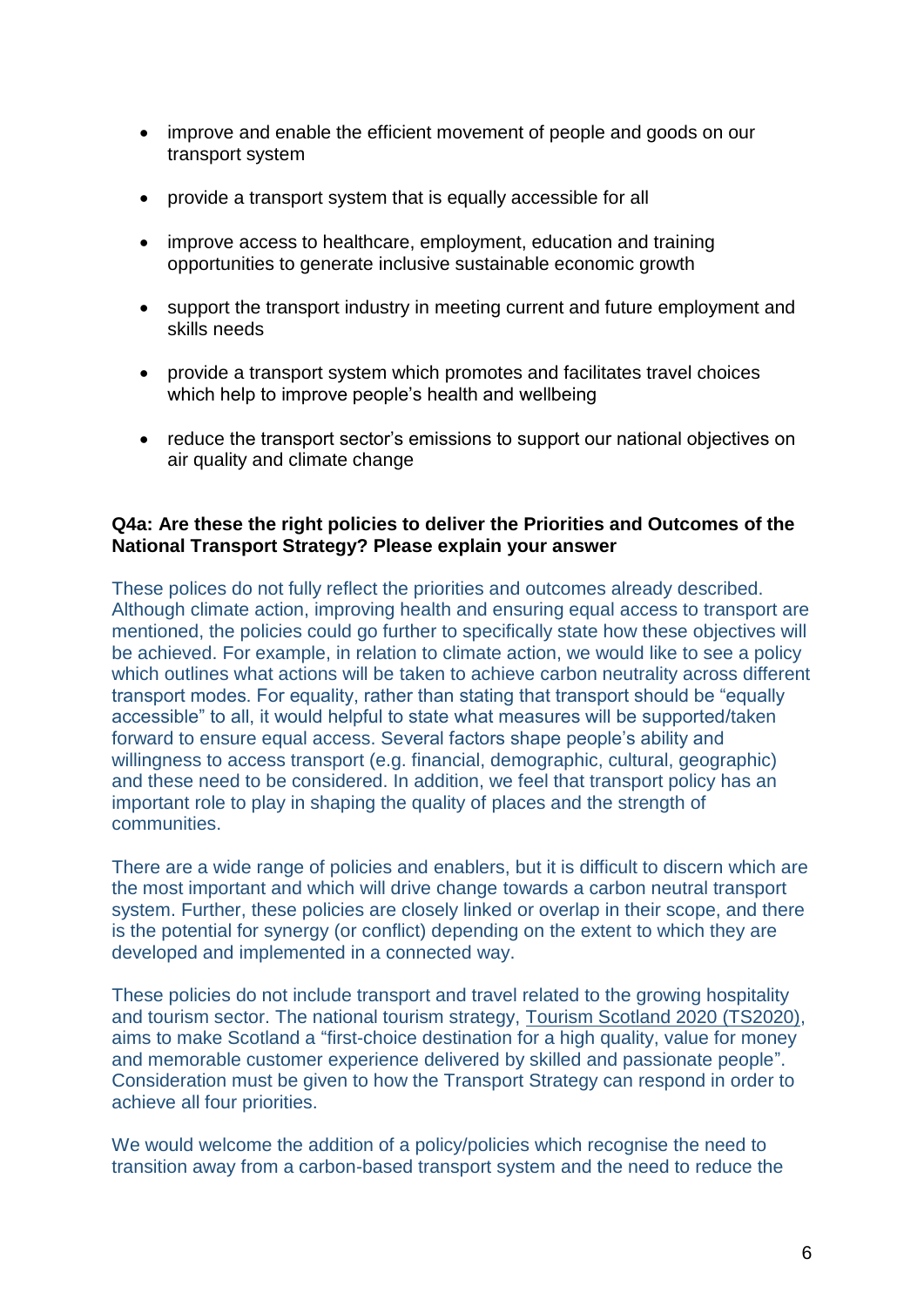- improve and enable the efficient movement of people and goods on our transport system
- provide a transport system that is equally accessible for all
- improve access to healthcare, employment, education and training opportunities to generate inclusive sustainable economic growth
- support the transport industry in meeting current and future employment and skills needs
- provide a transport system which promotes and facilitates travel choices which help to improve people's health and wellbeing
- reduce the transport sector's emissions to support our national objectives on air quality and climate change

**Q4a: Are these the right policies to deliver the Priorities and Outcomes of the National Transport Strategy? Please explain your answer**

These polices do not fully reflect the priorities and outcomes already described. Although climate action, improving health and ensuring equal access to transport are mentioned, the policies could go further to specifically state how these objectives will be achieved. For example, in relation to climate action, we would like to see a policy which outlines what actions will be taken to achieve carbon neutrality across different transport modes. For equality, rather than stating that transport should be "equally accessible" to all, it would helpful to state what measures will be supported/taken forward to ensure equal access. Several factors shape people's ability and willingness to access transport (e.g. financial, demographic, cultural, geographic) and these need to be considered. In addition, we feel that transport policy has an important role to play in shaping the quality of places and the strength of communities.

There are a wide range of policies and enablers, but it is difficult to discern which are the most important and which will drive change towards a carbon neutral transport system. Further, these policies are closely linked or overlap in their scope, and there is the potential for synergy (or conflict) depending on the extent to which they are developed and implemented in a connected way.

These policies do not include transport and travel related to the growing hospitality and tourism sector. The national tourism strategy, Tourism Scotland 2020 (TS2020), aims to make Scotland a "first-choice destination for a high quality, value for money and memorable customer experience delivered by skilled and passionate people". Consideration must be given to how the Transport Strategy can respond in order to achieve all four priorities.

We would welcome the addition of a policy/policies which recognise the need to transition away from a carbon-based transport system and the need to reduce the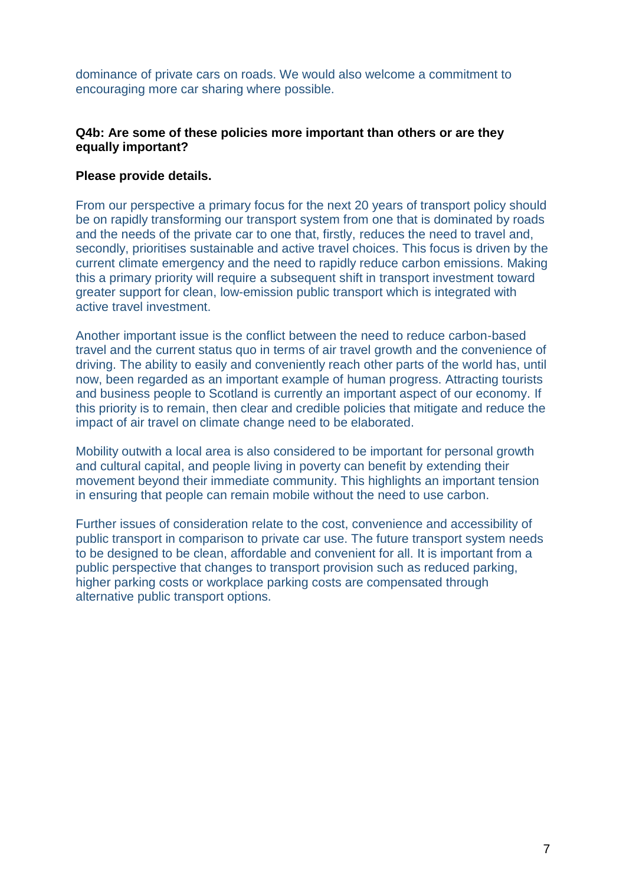dominance of private cars on roads. We would also welcome a commitment to encouraging more car sharing where possible.

**Q4b: Are some of these policies more important than others or are they equally important?**

**Please provide details.**

From our perspective a primary focus for the next 20 years of transport policy should be on rapidly transforming our transport system from one that is dominated by roads and the needs of the private car to one that, firstly, reduces the need to travel and, secondly, prioritises sustainable and active travel choices. This focus is driven by the current climate emergency and the need to rapidly reduce carbon emissions. Making this a primary priority will require a subsequent shift in transport investment toward greater support for clean, low-emission public transport which is integrated with active travel investment.

Another important issue is the conflict between the need to reduce carbon-based travel and the current status quo in terms of air travel growth and the convenience of driving. The ability to easily and conveniently reach other parts of the world has, until now, been regarded as an important example of human progress. Attracting tourists and business people to Scotland is currently an important aspect of our economy. If this priority is to remain, then clear and credible policies that mitigate and reduce the impact of air travel on climate change need to be elaborated.

Mobility outwith a local area is also considered to be important for personal growth and cultural capital, and people living in poverty can benefit by extending their movement beyond their immediate community. This highlights an important tension in ensuring that people can remain mobile without the need to use carbon.

Further issues of consideration relate to the cost, convenience and accessibility of public transport in comparison to private car use. The future transport system needs to be designed to be clean, affordable and convenient for all. It is important from a public perspective that changes to transport provision such as reduced parking, higher parking costs or workplace parking costs are compensated through alternative public transport options.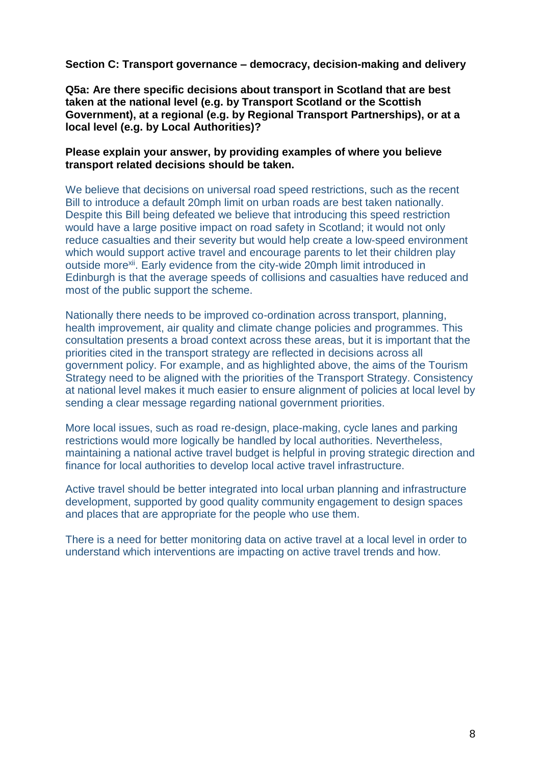**Section C: Transport governance – democracy, decision-making and delivery**

**Q5a: Are there specific decisions about transport in Scotland that are best taken at the national level (e.g. by Transport Scotland or the Scottish Government), at a regional (e.g. by Regional Transport Partnerships), or at a local level (e.g. by Local Authorities)?**

**Please explain your answer, by providing examples of where you believe transport related decisions should be taken.**

We believe that decisions on universal road speed restrictions, such as the recent Bill to introduce a default 20mph limit on urban roads are best taken nationally. Despite this Bill being defeated we believe that introducing this speed restriction would have a large positive impact on road safety in Scotland; it would not only reduce casualties and their severity but would help create a low-speed environment which would support active travel and encourage parents to let their children play outside more[xii]. Early evidence from the city-wide 20mph limit introduced in Edinburgh is that the average speeds of collisions and casualties have reduced and most of the public support the scheme.

Nationally there needs to be improved co-ordination across transport, planning, health improvement, air quality and climate change policies and programmes. This consultation presents a broad context across these areas, but it is important that the priorities cited in the transport strategy are reflected in decisions across all government policy. For example, and as highlighted above, the aims of the Tourism Strategy need to be aligned with the priorities of the Transport Strategy. Consistency at national level makes it much easier to ensure alignment of policies at local level by sending a clear message regarding national government priorities.

More local issues, such as road re-design, place-making, cycle lanes and parking restrictions would more logically be handled by local authorities. Nevertheless, maintaining a national active travel budget is helpful in proving strategic direction and finance for local authorities to develop local active travel infrastructure.

Active travel should be better integrated into local urban planning and infrastructure development, supported by good quality community engagement to design spaces and places that are appropriate for the people who use them.

There is a need for better monitoring data on active travel at a local level in order to understand which interventions are impacting on active travel trends and how.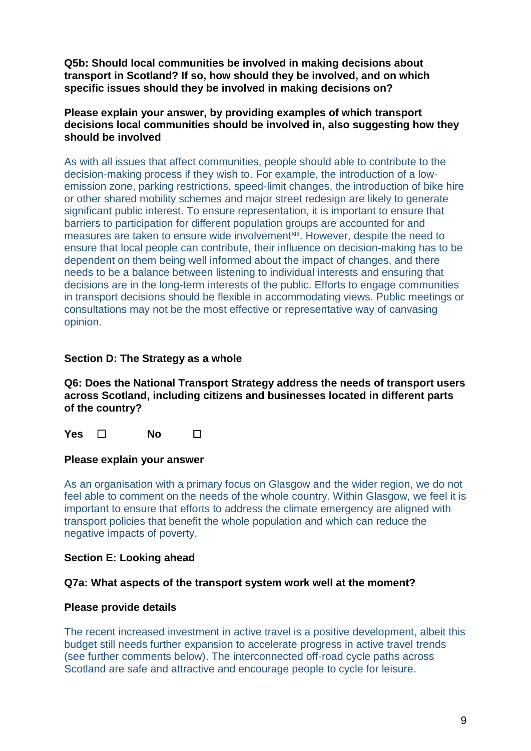**Q5b: Should local communities be involved in making decisions about transport in Scotland? If so, how should they be involved, and on which specific issues should they be involved in making decisions on?**

**Please explain your answer, by providing examples of which transport decisions local communities should be involved in, also suggesting how they should be involved**

As with all issues that affect communities, people should able to contribute to the decision-making process if they wish to. For example, the introduction of a low-emission zone, parking restrictions, speed-limit changes, the introduction of bike hire or other shared mobility schemes and major street redesign are likely to generate significant public interest. To ensure representation, it is important to ensure that barriers to participation for different population groups are accounted for and measures are taken to ensure wide involvement[xiii]. However, despite the need to ensure that local people can contribute, their influence on decision-making has to be dependent on them being well informed about the impact of changes, and there needs to be a balance between listening to individual interests and ensuring that decisions are in the long-term interests of the public. Efforts to engage communities in transport decisions should be flexible in accommodating views. Public meetings or consultations may not be the most effective or representative way of canvasing opinion.

## Section D: The Strategy as a whole

**Q6: Does the National Transport Strategy address the needs of transport users across Scotland, including citizens and businesses located in different parts of the country?**

**Yes** ☐ **No** ☐

**Please explain your answer**

As an organisation with a primary focus on Glasgow and the wider region, we do not feel able to comment on the needs of the whole country. Within Glasgow, we feel it is important to ensure that efforts to address the climate emergency are aligned with transport policies that benefit the whole population and which can reduce the negative impacts of poverty.

## Section E: Looking ahead

**Q7a: What aspects of the transport system work well at the moment?**

**Please provide details**

The recent increased investment in active travel is a positive development, albeit this budget still needs further expansion to accelerate progress in active travel trends (see further comments below). The interconnected off-road cycle paths across Scotland are safe and attractive and encourage people to cycle for leisure.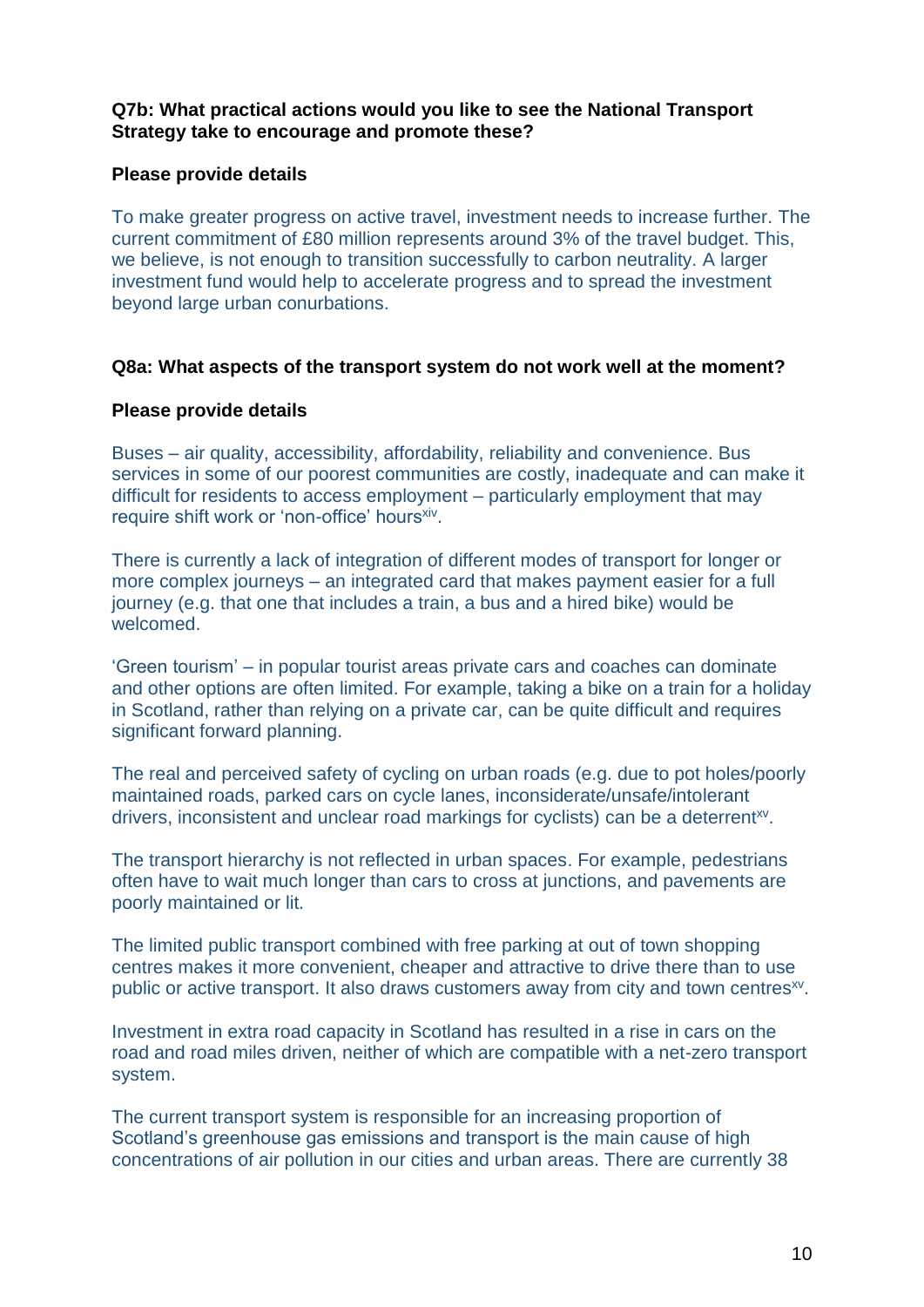**Q7b: What practical actions would you like to see the National Transport Strategy take to encourage and promote these?**

**Please provide details**

To make greater progress on active travel, investment needs to increase further. The current commitment of £80 million represents around 3% of the travel budget. This, we believe, is not enough to transition successfully to carbon neutrality. A larger investment fund would help to accelerate progress and to spread the investment beyond large urban conurbations.

**Q8a: What aspects of the transport system do not work well at the moment?**

**Please provide details**

Buses – air quality, accessibility, affordability, reliability and convenience. Bus services in some of our poorest communities are costly, inadequate and can make it difficult for residents to access employment – particularly employment that may require shift work or 'non-office' hours[xiv].

There is currently a lack of integration of different modes of transport for longer or more complex journeys – an integrated card that makes payment easier for a full journey (e.g. that one that includes a train, a bus and a hired bike) would be welcomed.

'Green tourism' – in popular tourist areas private cars and coaches can dominate and other options are often limited. For example, taking a bike on a train for a holiday in Scotland, rather than relying on a private car, can be quite difficult and requires significant forward planning.

The real and perceived safety of cycling on urban roads (e.g. due to pot holes/poorly maintained roads, parked cars on cycle lanes, inconsiderate/unsafe/intolerant drivers, inconsistent and unclear road markings for cyclists) can be a deterrent[xv].

The transport hierarchy is not reflected in urban spaces. For example, pedestrians often have to wait much longer than cars to cross at junctions, and pavements are poorly maintained or lit.

The limited public transport combined with free parking at out of town shopping centres makes it more convenient, cheaper and attractive to drive there than to use public or active transport. It also draws customers away from city and town centres[xv].

Investment in extra road capacity in Scotland has resulted in a rise in cars on the road and road miles driven, neither of which are compatible with a net-zero transport system.

The current transport system is responsible for an increasing proportion of Scotland's greenhouse gas emissions and transport is the main cause of high concentrations of air pollution in our cities and urban areas. There are currently 38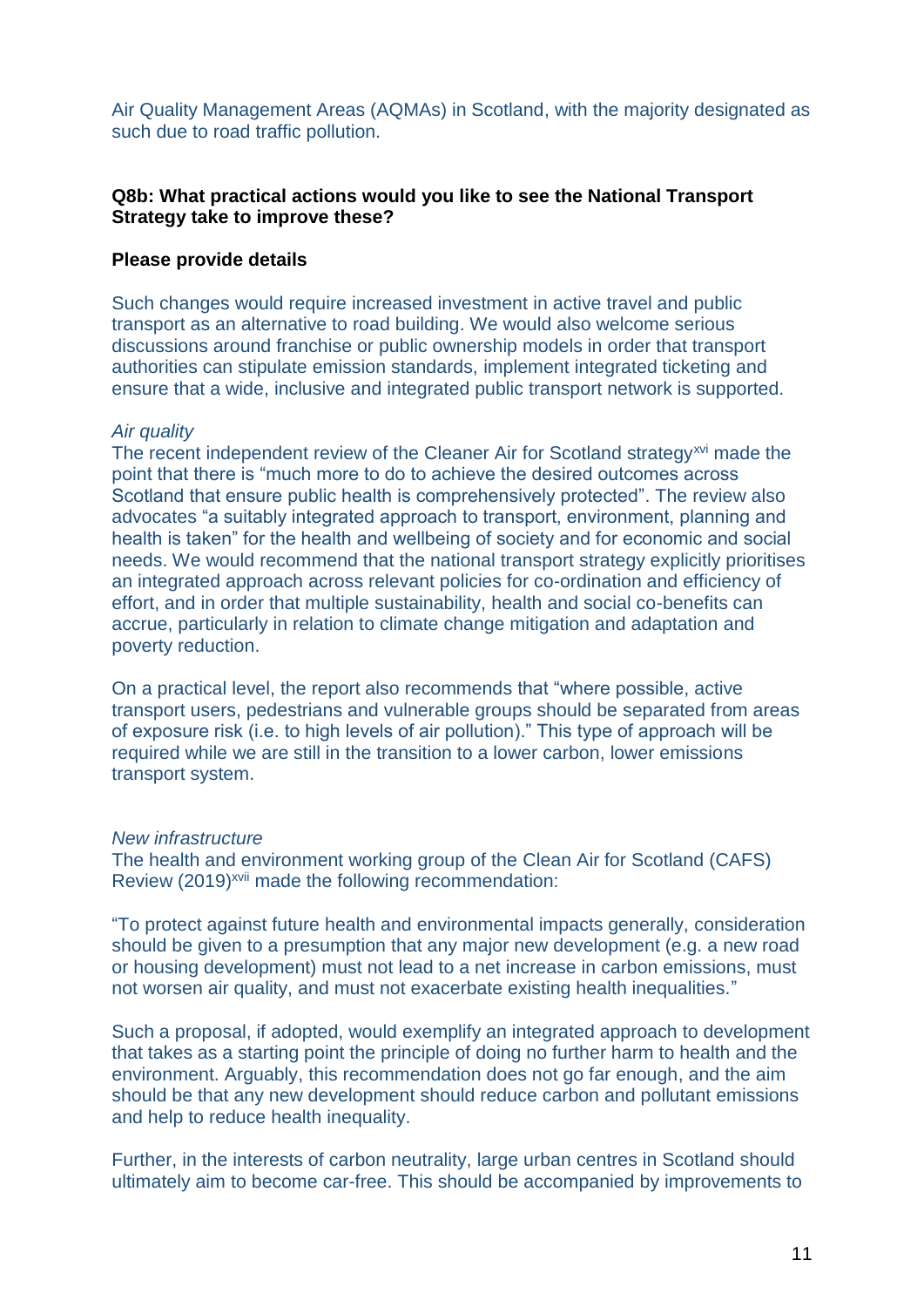Air Quality Management Areas (AQMAs) in Scotland, with the majority designated as such due to road traffic pollution.

**Q8b: What practical actions would you like to see the National Transport Strategy take to improve these?**

**Please provide details**

Such changes would require increased investment in active travel and public transport as an alternative to road building. We would also welcome serious discussions around franchise or public ownership models in order that transport authorities can stipulate emission standards, implement integrated ticketing and ensure that a wide, inclusive and integrated public transport network is supported.

*Air quality*

The recent independent review of the Cleaner Air for Scotland strategy[xvi] made the point that there is "much more to do to achieve the desired outcomes across Scotland that ensure public health is comprehensively protected". The review also advocates "a suitably integrated approach to transport, environment, planning and health is taken" for the health and wellbeing of society and for economic and social needs. We would recommend that the national transport strategy explicitly prioritises an integrated approach across relevant policies for co-ordination and efficiency of effort, and in order that multiple sustainability, health and social co-benefits can accrue, particularly in relation to climate change mitigation and adaptation and poverty reduction.

On a practical level, the report also recommends that "where possible, active transport users, pedestrians and vulnerable groups should be separated from areas of exposure risk (i.e. to high levels of air pollution)." This type of approach will be required while we are still in the transition to a lower carbon, lower emissions transport system.

*New infrastructure*

The health and environment working group of the Clean Air for Scotland (CAFS) Review (2019)[xvii] made the following recommendation:

"To protect against future health and environmental impacts generally, consideration should be given to a presumption that any major new development (e.g. a new road or housing development) must not lead to a net increase in carbon emissions, must not worsen air quality, and must not exacerbate existing health inequalities."

Such a proposal, if adopted, would exemplify an integrated approach to development that takes as a starting point the principle of doing no further harm to health and the environment. Arguably, this recommendation does not go far enough, and the aim should be that any new development should reduce carbon and pollutant emissions and help to reduce health inequality.

Further, in the interests of carbon neutrality, large urban centres in Scotland should ultimately aim to become car-free. This should be accompanied by improvements to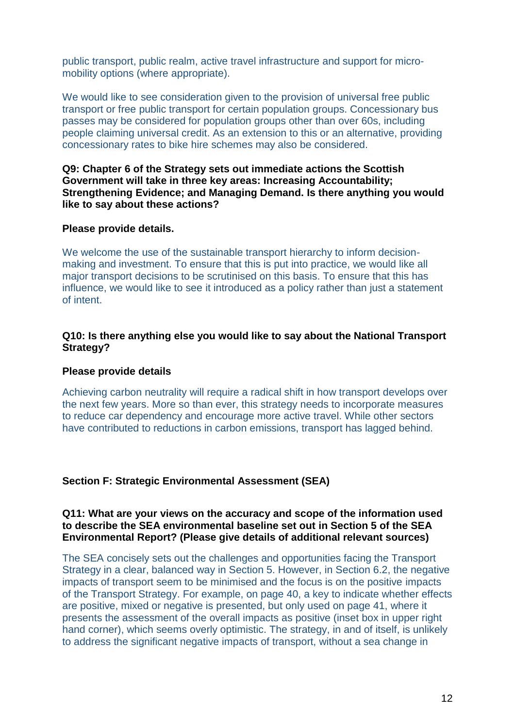public transport, public realm, active travel infrastructure and support for micro-mobility options (where appropriate).

We would like to see consideration given to the provision of universal free public transport or free public transport for certain population groups. Concessionary bus passes may be considered for population groups other than over 60s, including people claiming universal credit. As an extension to this or an alternative, providing concessionary rates to bike hire schemes may also be considered.

**Q9: Chapter 6 of the Strategy sets out immediate actions the Scottish Government will take in three key areas: Increasing Accountability; Strengthening Evidence; and Managing Demand. Is there anything you would like to say about these actions?**

**Please provide details.**

We welcome the use of the sustainable transport hierarchy to inform decision-making and investment. To ensure that this is put into practice, we would like all major transport decisions to be scrutinised on this basis. To ensure that this has influence, we would like to see it introduced as a policy rather than just a statement of intent.

**Q10: Is there anything else you would like to say about the National Transport Strategy?**

**Please provide details**

Achieving carbon neutrality will require a radical shift in how transport develops over the next few years. More so than ever, this strategy needs to incorporate measures to reduce car dependency and encourage more active travel. While other sectors have contributed to reductions in carbon emissions, transport has lagged behind.

**Section F: Strategic Environmental Assessment (SEA)**

**Q11: What are your views on the accuracy and scope of the information used to describe the SEA environmental baseline set out in Section 5 of the SEA Environmental Report? (Please give details of additional relevant sources)**

The SEA concisely sets out the challenges and opportunities facing the Transport Strategy in a clear, balanced way in Section 5. However, in Section 6.2, the negative impacts of transport seem to be minimised and the focus is on the positive impacts of the Transport Strategy. For example, on page 40, a key to indicate whether effects are positive, mixed or negative is presented, but only used on page 41, where it presents the assessment of the overall impacts as positive (inset box in upper right hand corner), which seems overly optimistic. The strategy, in and of itself, is unlikely to address the significant negative impacts of transport, without a sea change in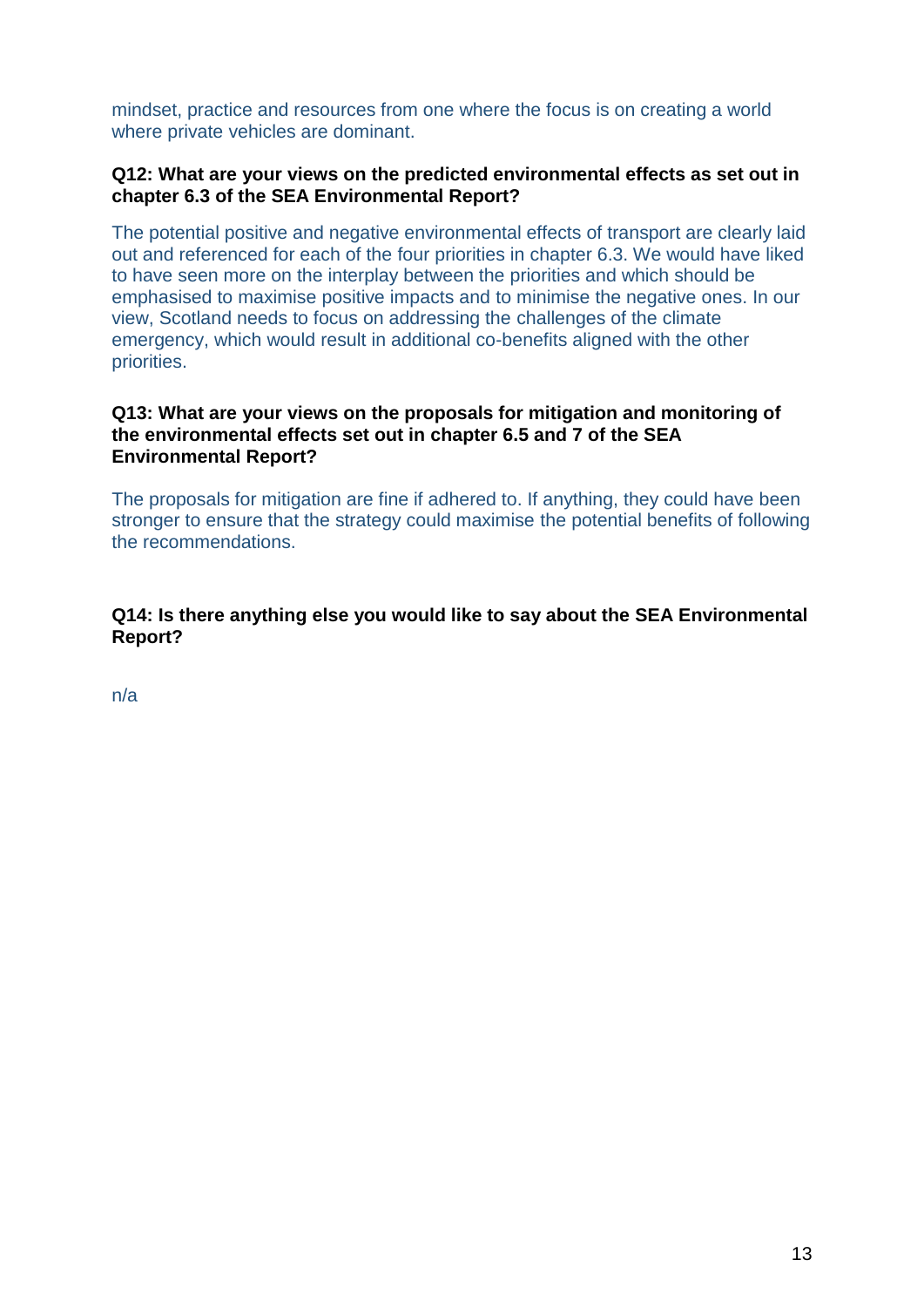mindset, practice and resources from one where the focus is on creating a world where private vehicles are dominant.

**Q12: What are your views on the predicted environmental effects as set out in chapter 6.3 of the SEA Environmental Report?**

The potential positive and negative environmental effects of transport are clearly laid out and referenced for each of the four priorities in chapter 6.3. We would have liked to have seen more on the interplay between the priorities and which should be emphasised to maximise positive impacts and to minimise the negative ones. In our view, Scotland needs to focus on addressing the challenges of the climate emergency, which would result in additional co-benefits aligned with the other priorities.

**Q13: What are your views on the proposals for mitigation and monitoring of the environmental effects set out in chapter 6.5 and 7 of the SEA Environmental Report?**

The proposals for mitigation are fine if adhered to. If anything, they could have been stronger to ensure that the strategy could maximise the potential benefits of following the recommendations.

**Q14: Is there anything else you would like to say about the SEA Environmental Report?**

n/a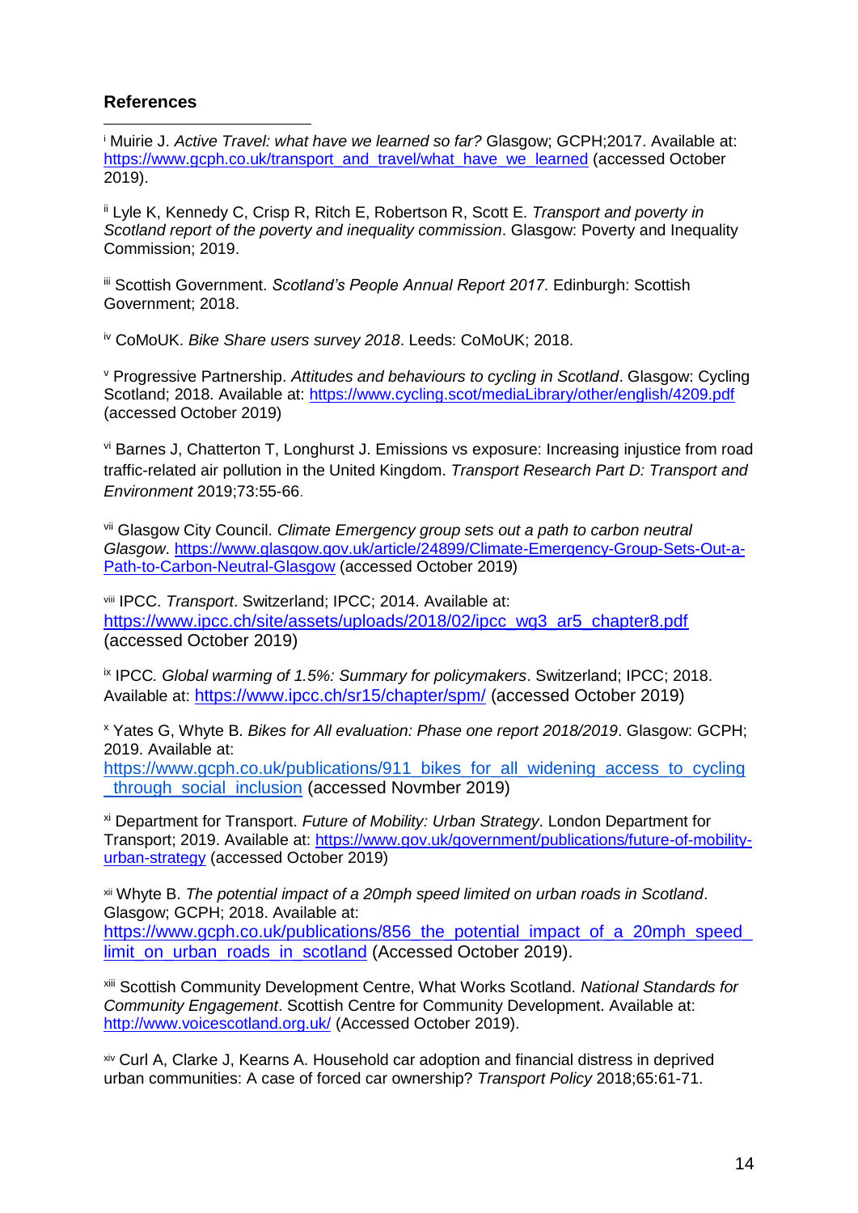## References

[i] Muirie J. *Active Travel: what have we learned so far?* Glasgow; GCPH;2017. Available at: https://www.gcph.co.uk/transport_and_travel/what_have_we_learned (accessed October 2019).

[ii] Lyle K, Kennedy C, Crisp R, Ritch E, Robertson R, Scott E. *Transport and poverty in Scotland report of the poverty and inequality commission*. Glasgow: Poverty and Inequality Commission; 2019.

[iii] Scottish Government. *Scotland's People Annual Report 2017*. Edinburgh: Scottish Government; 2018.

[iv] CoMoUK. *Bike Share users survey 2018*. Leeds: CoMoUK; 2018.

[v] Progressive Partnership. *Attitudes and behaviours to cycling in Scotland*. Glasgow: Cycling Scotland; 2018. Available at: https://www.cycling.scot/mediaLibrary/other/english/4209.pdf (accessed October 2019)

[vi] Barnes J, Chatterton T, Longhurst J. Emissions vs exposure: Increasing injustice from road traffic-related air pollution in the United Kingdom. *Transport Research Part D: Transport and Environment* 2019;73:55-66.

[vii] Glasgow City Council. *Climate Emergency group sets out a path to carbon neutral Glasgow*. https://www.glasgow.gov.uk/article/24899/Climate-Emergency-Group-Sets-Out-a-Path-to-Carbon-Neutral-Glasgow (accessed October 2019)

[viii] IPCC. *Transport*. Switzerland; IPCC; 2014. Available at: https://www.ipcc.ch/site/assets/uploads/2018/02/ipcc_wg3_ar5_chapter8.pdf (accessed October 2019)

[ix] IPCC. *Global warming of 1.5%: Summary for policymakers*. Switzerland; IPCC; 2018. Available at: https://www.ipcc.ch/sr15/chapter/spm/ (accessed October 2019)

[x] Yates G, Whyte B. *Bikes for All evaluation: Phase one report 2018/2019*. Glasgow: GCPH; 2019. Available at: https://www.gcph.co.uk/publications/911_bikes_for_all_widening_access_to_cycling_through_social_inclusion (accessed Novmber 2019)

[xi] Department for Transport. *Future of Mobility: Urban Strategy*. London Department for Transport; 2019. Available at: https://www.gov.uk/government/publications/future-of-mobility-urban-strategy (accessed October 2019)

[xii] Whyte B. *The potential impact of a 20mph speed limited on urban roads in Scotland*. Glasgow; GCPH; 2018. Available at: https://www.gcph.co.uk/publications/856_the_potential_impact_of_a_20mph_speed_limit_on_urban_roads_in_scotland (Accessed October 2019).

[xiii] Scottish Community Development Centre, What Works Scotland. *National Standards for Community Engagement*. Scottish Centre for Community Development. Available at: http://www.voicescotland.org.uk/ (Accessed October 2019).

[xiv] Curl A, Clarke J, Kearns A. Household car adoption and financial distress in deprived urban communities: A case of forced car ownership? *Transport Policy* 2018;65:61-71.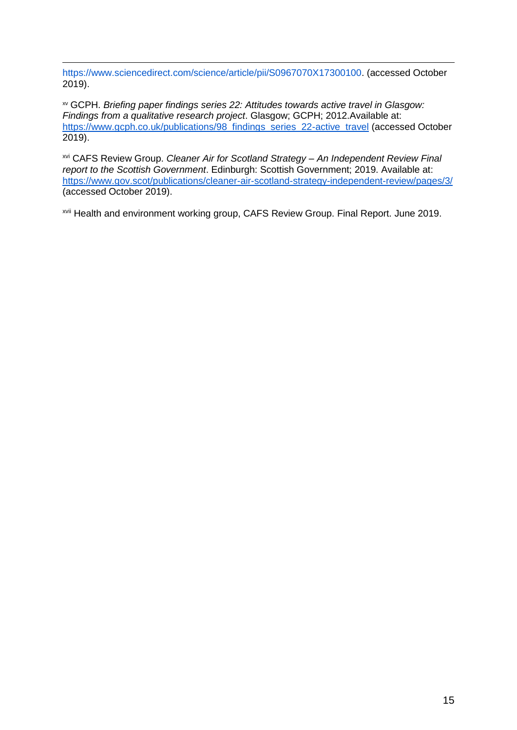https://www.sciencedirect.com/science/article/pii/S0967070X17300100. (accessed October 2019).

[xv] GCPH. *Briefing paper findings series 22: Attitudes towards active travel in Glasgow: Findings from a qualitative research project*. Glasgow; GCPH; 2012.Available at: https://www.gcph.co.uk/publications/98_findings_series_22-active_travel (accessed October 2019).

[xvi] CAFS Review Group. *Cleaner Air for Scotland Strategy – An Independent Review Final report to the Scottish Government*. Edinburgh: Scottish Government; 2019. Available at: https://www.gov.scot/publications/cleaner-air-scotland-strategy-independent-review/pages/3/ (accessed October 2019).

[xvii] Health and environment working group, CAFS Review Group. Final Report. June 2019.